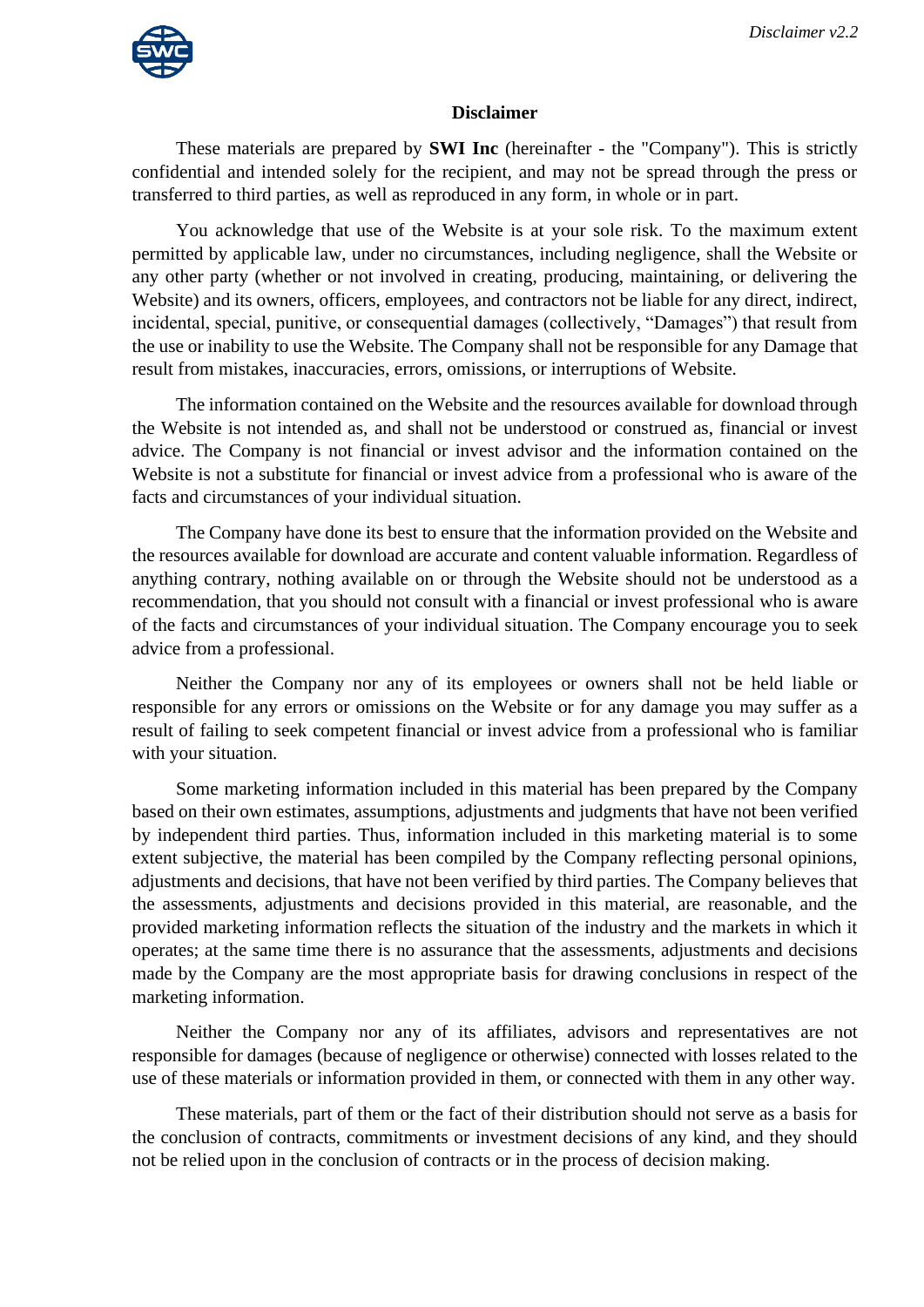# Disclaimer

These materials are prepared by **SWI Inc** (hereinafter - the "Company"). This is strictly confidential and intended solely for the recipient, and may not be spread through the press or transferred to third parties, as well as reproduced in any form, in whole or in part.

You acknowledge that use of the Website is at your sole risk. To the maximum extent permitted by applicable law, under no circumstances, including negligence, shall the Website or any other party (whether or not involved in creating, producing, maintaining, or delivering the Website) and its owners, officers, employees, and contractors not be liable for any direct, indirect, incidental, special, punitive, or consequential damages (collectively, "Damages") that result from the use or inability to use the Website. The Company shall not be responsible for any Damage that result from mistakes, inaccuracies, errors, omissions, or interruptions of Website.

The information contained on the Website and the resources available for download through the Website is not intended as, and shall not be understood or construed as, financial or invest advice. The Company is not financial or invest advisor and the information contained on the Website is not a substitute for financial or invest advice from a professional who is aware of the facts and circumstances of your individual situation.

The Company have done its best to ensure that the information provided on the Website and the resources available for download are accurate and content valuable information. Regardless of anything contrary, nothing available on or through the Website should not be understood as a recommendation, that you should not consult with a financial or invest professional who is aware of the facts and circumstances of your individual situation. The Company encourage you to seek advice from a professional.

Neither the Company nor any of its employees or owners shall not be held liable or responsible for any errors or omissions on the Website or for any damage you may suffer as a result of failing to seek competent financial or invest advice from a professional who is familiar with your situation.

Some marketing information included in this material has been prepared by the Company based on their own estimates, assumptions, adjustments and judgments that have not been verified by independent third parties. Thus, information included in this marketing material is to some extent subjective, the material has been compiled by the Company reflecting personal opinions, adjustments and decisions, that have not been verified by third parties. The Company believes that the assessments, adjustments and decisions provided in this material, are reasonable, and the provided marketing information reflects the situation of the industry and the markets in which it operates; at the same time there is no assurance that the assessments, adjustments and decisions made by the Company are the most appropriate basis for drawing conclusions in respect of the marketing information.

Neither the Company nor any of its affiliates, advisors and representatives are not responsible for damages (because of negligence or otherwise) connected with losses related to the use of these materials or information provided in them, or connected with them in any other way.

These materials, part of them or the fact of their distribution should not serve as a basis for the conclusion of contracts, commitments or investment decisions of any kind, and they should not be relied upon in the conclusion of contracts or in the process of decision making.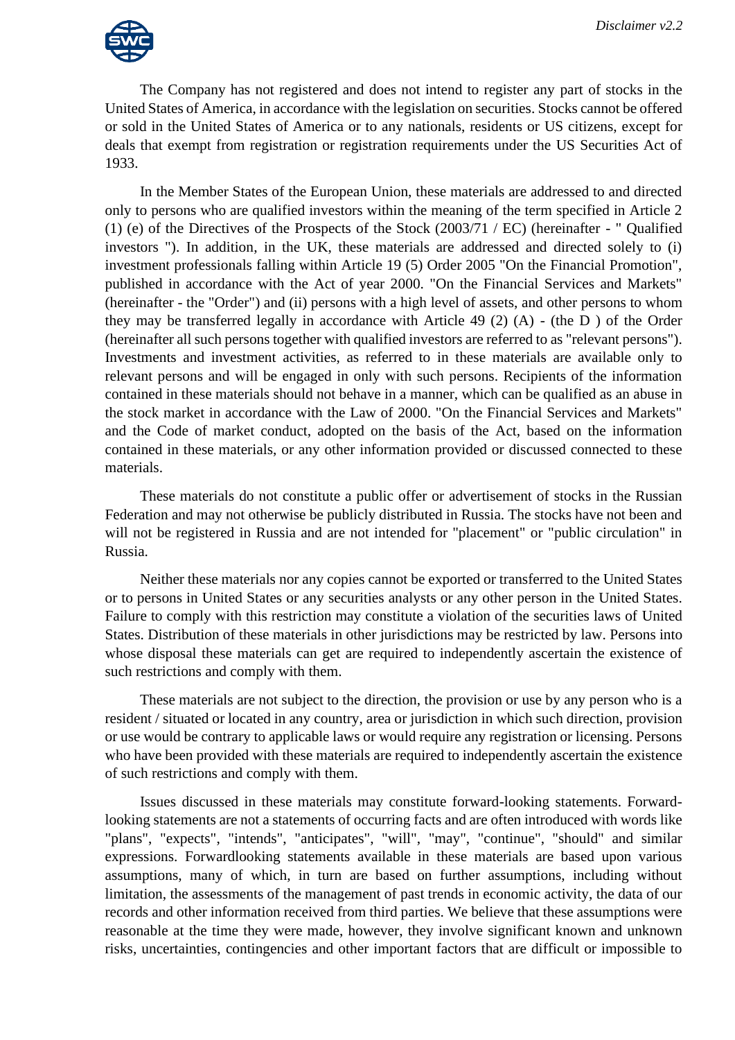The Company has not registered and does not intend to register any part of stocks in the United States of America, in accordance with the legislation on securities. Stocks cannot be offered or sold in the United States of America or to any nationals, residents or US citizens, except for deals that exempt from registration or registration requirements under the US Securities Act of 1933.

In the Member States of the European Union, these materials are addressed to and directed only to persons who are qualified investors within the meaning of the term specified in Article 2 (1) (e) of the Directives of the Prospects of the Stock (2003/71 / EC) (hereinafter - " Qualified investors "). In addition, in the UK, these materials are addressed and directed solely to (i) investment professionals falling within Article 19 (5) Order 2005 "On the Financial Promotion", published in accordance with the Act of year 2000. "On the Financial Services and Markets" (hereinafter - the "Order") and (ii) persons with a high level of assets, and other persons to whom they may be transferred legally in accordance with Article 49 (2) (A) - (the D ) of the Order (hereinafter all such persons together with qualified investors are referred to as "relevant persons"). Investments and investment activities, as referred to in these materials are available only to relevant persons and will be engaged in only with such persons. Recipients of the information contained in these materials should not behave in a manner, which can be qualified as an abuse in the stock market in accordance with the Law of 2000. "On the Financial Services and Markets" and the Code of market conduct, adopted on the basis of the Act, based on the information contained in these materials, or any other information provided or discussed connected to these materials.

These materials do not constitute a public offer or advertisement of stocks in the Russian Federation and may not otherwise be publicly distributed in Russia. The stocks have not been and will not be registered in Russia and are not intended for "placement" or "public circulation" in Russia.

Neither these materials nor any copies cannot be exported or transferred to the United States or to persons in United States or any securities analysts or any other person in the United States. Failure to comply with this restriction may constitute a violation of the securities laws of United States. Distribution of these materials in other jurisdictions may be restricted by law. Persons into whose disposal these materials can get are required to independently ascertain the existence of such restrictions and comply with them.

These materials are not subject to the direction, the provision or use by any person who is a resident / situated or located in any country, area or jurisdiction in which such direction, provision or use would be contrary to applicable laws or would require any registration or licensing. Persons who have been provided with these materials are required to independently ascertain the existence of such restrictions and comply with them.

Issues discussed in these materials may constitute forward-looking statements. Forward-looking statements are not a statements of occurring facts and are often introduced with words like "plans", "expects", "intends", "anticipates", "will", "may", "continue", "should" and similar expressions. Forwardlooking statements available in these materials are based upon various assumptions, many of which, in turn are based on further assumptions, including without limitation, the assessments of the management of past trends in economic activity, the data of our records and other information received from third parties. We believe that these assumptions were reasonable at the time they were made, however, they involve significant known and unknown risks, uncertainties, contingencies and other important factors that are difficult or impossible to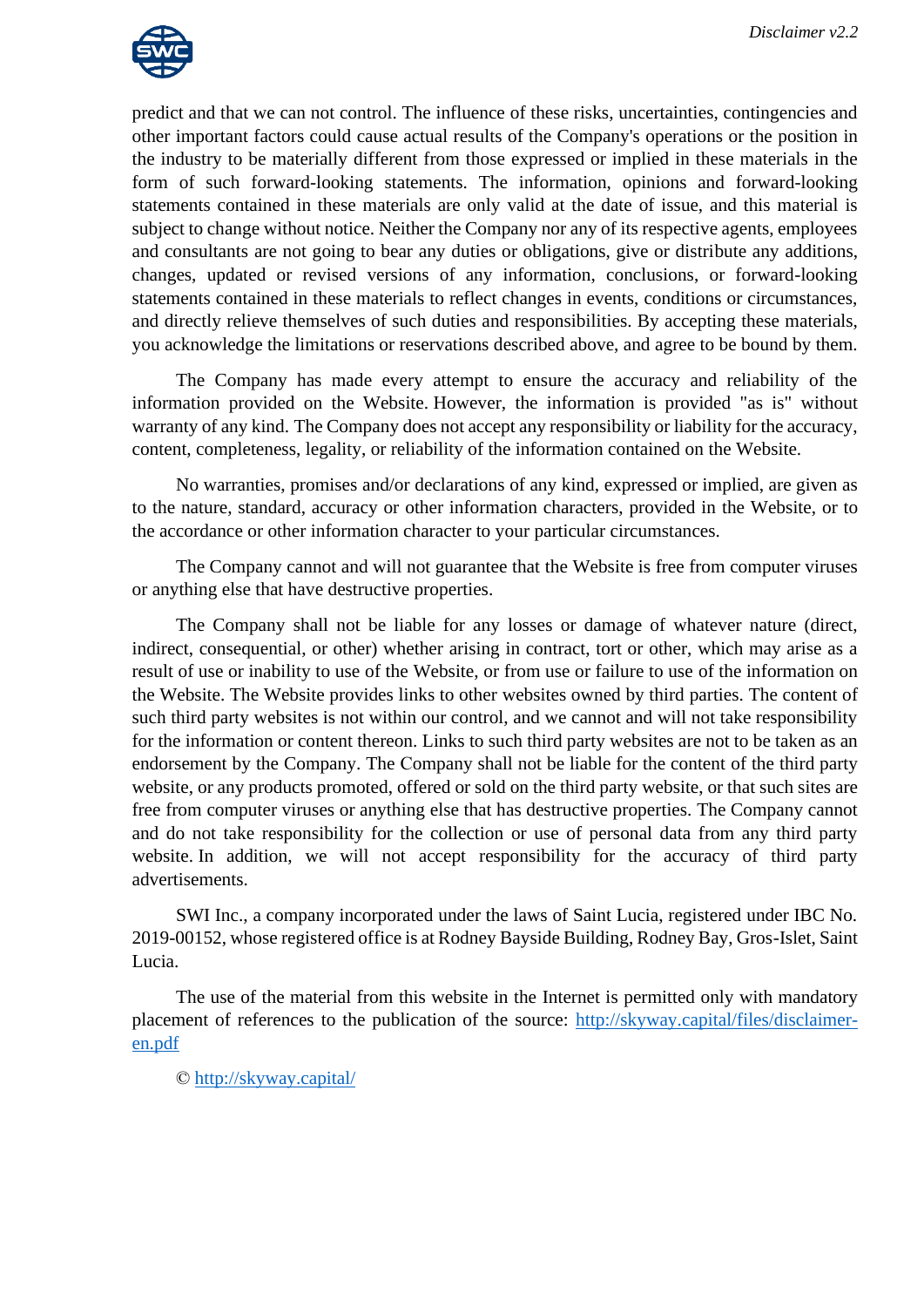predict and that we can not control. The influence of these risks, uncertainties, contingencies and other important factors could cause actual results of the Company's operations or the position in the industry to be materially different from those expressed or implied in these materials in the form of such forward-looking statements. The information, opinions and forward-looking statements contained in these materials are only valid at the date of issue, and this material is subject to change without notice. Neither the Company nor any of its respective agents, employees and consultants are not going to bear any duties or obligations, give or distribute any additions, changes, updated or revised versions of any information, conclusions, or forward-looking statements contained in these materials to reflect changes in events, conditions or circumstances, and directly relieve themselves of such duties and responsibilities. By accepting these materials, you acknowledge the limitations or reservations described above, and agree to be bound by them.

The Company has made every attempt to ensure the accuracy and reliability of the information provided on the Website. However, the information is provided "as is" without warranty of any kind. The Company does not accept any responsibility or liability for the accuracy, content, completeness, legality, or reliability of the information contained on the Website.

No warranties, promises and/or declarations of any kind, expressed or implied, are given as to the nature, standard, accuracy or other information characters, provided in the Website, or to the accordance or other information character to your particular circumstances.

The Company cannot and will not guarantee that the Website is free from computer viruses or anything else that have destructive properties.

The Company shall not be liable for any losses or damage of whatever nature (direct, indirect, consequential, or other) whether arising in contract, tort or other, which may arise as a result of use or inability to use of the Website, or from use or failure to use of the information on the Website. The Website provides links to other websites owned by third parties. The content of such third party websites is not within our control, and we cannot and will not take responsibility for the information or content thereon. Links to such third party websites are not to be taken as an endorsement by the Company. The Company shall not be liable for the content of the third party website, or any products promoted, offered or sold on the third party website, or that such sites are free from computer viruses or anything else that has destructive properties. The Company cannot and do not take responsibility for the collection or use of personal data from any third party website. In addition, we will not accept responsibility for the accuracy of third party advertisements.

SWI Inc., a company incorporated under the laws of Saint Lucia, registered under IBC No. 2019-00152, whose registered office is at Rodney Bayside Building, Rodney Bay, Gros-Islet, Saint Lucia.

The use of the material from this website in the Internet is permitted only with mandatory placement of references to the publication of the source: [http://skyway.capital/files/disclaimer-en.pdf](http://skyway.capital/files/disclaimer-en.pdf)

© [http://skyway.capital/](http://skyway.capital/)